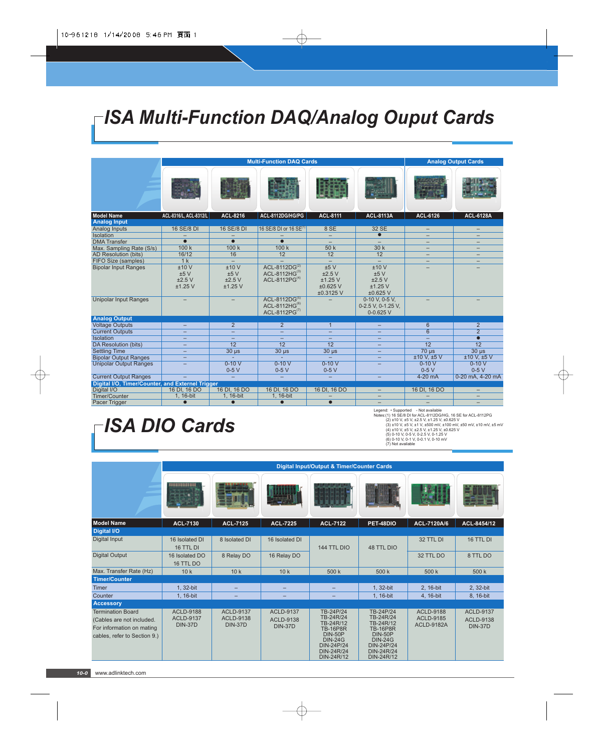# ISA Multi-Function DAQ/Analog Ouput Cards

| Model Name | ACL-8316/L, ACL-8312/L | ACL-8216 | ACL-8112DG/HG/PG | ACL-8111 | ACL-8113A | ACL-6126 | ACL-6128A |
|---|---|---|---|---|---|---|---|
| | Multi-Function DAQ Cards | | | | | Analog Output Cards | |
| **Analog Input** | | | | | | | |
| Analog Inputs | 16 SE/8 DI | 16 SE/8 DI | 16 SE/8 DI or 16 SE[1] | 8 SE | 32 SE | – | – |
| Isolation | – | – | – | – | ● | – | – |
| DMA Transfer | ● | ● | ● | – | – | – | – |
| Max. Sampling Rate (S/s) | 100 k | 100 k | 100 k | 50 k | 30 k | – | – |
| AD Resolution (bits) | 16/12 | 16 | 12 | 12 | 12 | – | – |
| FIFO Size (samples) | 1 k | – | – | – | – | – | – |
| Bipolar Input Ranges | ±10 V<br>±5 V<br>±2.5 V<br>±1.25 V | ±10 V<br>±5 V<br>±2.5 V<br>±1.25 V | ACL-8112DG[2]<br>ACL-8112HG[3]<br>ACL-8112PG[4] | ±5 V<br>±2.5 V<br>±1.25 V<br>±0.625 V<br>±0.3125 V | ±10 V<br>±5 V<br>±2.5 V<br>±1.25 V<br>±0.625 V | – | – |
| Unipolar Input Ranges | – | – | ACL-8112DG[5]<br>ACL-8112HG[6]<br>ACL-8112PG[7] | – | 0-10 V, 0-5 V,<br>0-2.5 V, 0-1.25 V,<br>0-0.625 V | – | – |
| **Analog Output** | | | | | | | |
| Voltage Outputs | – | 2 | 2 | 1 | – | 6 | 2 |
| Current Outputs | – | – | – | – | – | 6 | 2 |
| Isolation | – | – | – | – | – | – | ● |
| DA Resolution (bits) | – | 12 | 12 | 12 | – | 12 | 12 |
| Settling Time | – | 30 µs | 30 µs | 30 µs | – | 70 µs | 30 µs |
| Bipolar Output Ranges | – | – | - | – | – | ±10 V, ±5 V | ±10 V, ±5 V |
| Unipolar Output Ranges | – | 0-10 V<br>0-5 V | 0-10 V<br>0-5 V | 0-10 V<br>0-5 V | – | 0-10 V<br>0-5 V | 0-10 V<br>0-5 V |
| Current Output Ranges | – | – | – | – | – | 4-20 mA | 0-20 mA, 4-20 mA |
| **Digital I/O, Timer/Counter, and External Trigger** | | | | | | | |
| Digital I/O | 16 DI, 16 DO | 16 DI, 16 DO | 16 DI, 16 DO | 16 DI, 16 DO | – | 16 DI, 16 DO | – |
| Timer/Counter | 1, 16-bit | 1, 16-bit | 1, 16-bit | – | – | – | – |
| Pacer Trigger | ● | ● | ● | ● | – | – | – |

Legend: • Supported - Not available
Notes:(1) 16 SE/8 DI for ACL-8112DG/HG, 16 SE for ACL-8112PG
(2) ±10 V, ±5 V, ±2.5 V, ±1.25 V, ±0.625 V
(3) ±10 V, ±5 V, ±1 V, ±500 mV, ±100 mV, ±50 mV, ±10 mV, ±5 mV
(4) ±10 V, ±5 V, ±2.5 V, ±1.25 V, ±0.625 V
(5) 0-10 V, 0-5 V, 0-2.5 V, 0-1.25 V
(6) 0-10 V, 0-1 V, 0-0.1 V, 0-10 mV
(7) Not available

# ISA DIO Cards

| Model Name | ACL-7130 | ACL-7125 | ACL-7225 | ACL-7122 | PET-48DIO | ACL-7120A/6 | ACL-8454/12 |
|---|---|---|---|---|---|---|---|
| | Digital Input/Output & Timer/Counter Cards | | | | | | |
| **Digital I/O** | | | | | | | |
| Digital Input | 16 Isolated DI<br>16 TTL DI | 8 Isolated DI | 16 Isolated DI | 144 TTL DIO | 48 TTL DIO | 32 TTL DI | 16 TTL DI |
| Digital Output | 16 Isolated DO<br>16 TTL DO | 8 Relay DO | 16 Relay DO | | | 32 TTL DO | 8 TTL DO |
| Max. Transfer Rate (Hz) | 10 k | 10 k | 10 k | 500 k | 500 k | 500 k | 500 k |
| **Timer/Counter** | | | | | | | |
| Timer | 1, 32-bit | – | – | – | 1, 32-bit | 2, 16-bit | 2, 32-bit |
| Counter | 1, 16-bit | – | – | – | 1, 16-bit | 4, 16-bit | 8, 16-bit |
| **Accessory** | | | | | | | |
| Termination Board (Cables are not included. For information on mating cables, refer to Section 9.) | ACLD-9188<br>ACLD-9137<br>DIN-37D | ACLD-9137<br>ACLD-9138<br>DIN-37D | ACLD-9137<br>ACLD-9138<br>DIN-37D | TB-24P/24<br>TB-24R/24<br>TB-24R/12<br>TB-16P8R<br>DIN-50P<br>DIN-24G<br>DIN-24P/24<br>DIN-24R/24<br>DIN-24R/12 | TB-24P/24<br>TB-24R/24<br>TB-24R/12<br>TB-16P8R<br>DIN-50P<br>DIN-24G<br>DIN-24P/24<br>DIN-24R/24<br>DIN-24R/12 | ACLD-9188<br>ACLD-9185<br>ACLD-9182A | ACLD-9137<br>ACLD-9138<br>DIN-37D |

www.adlinktech.com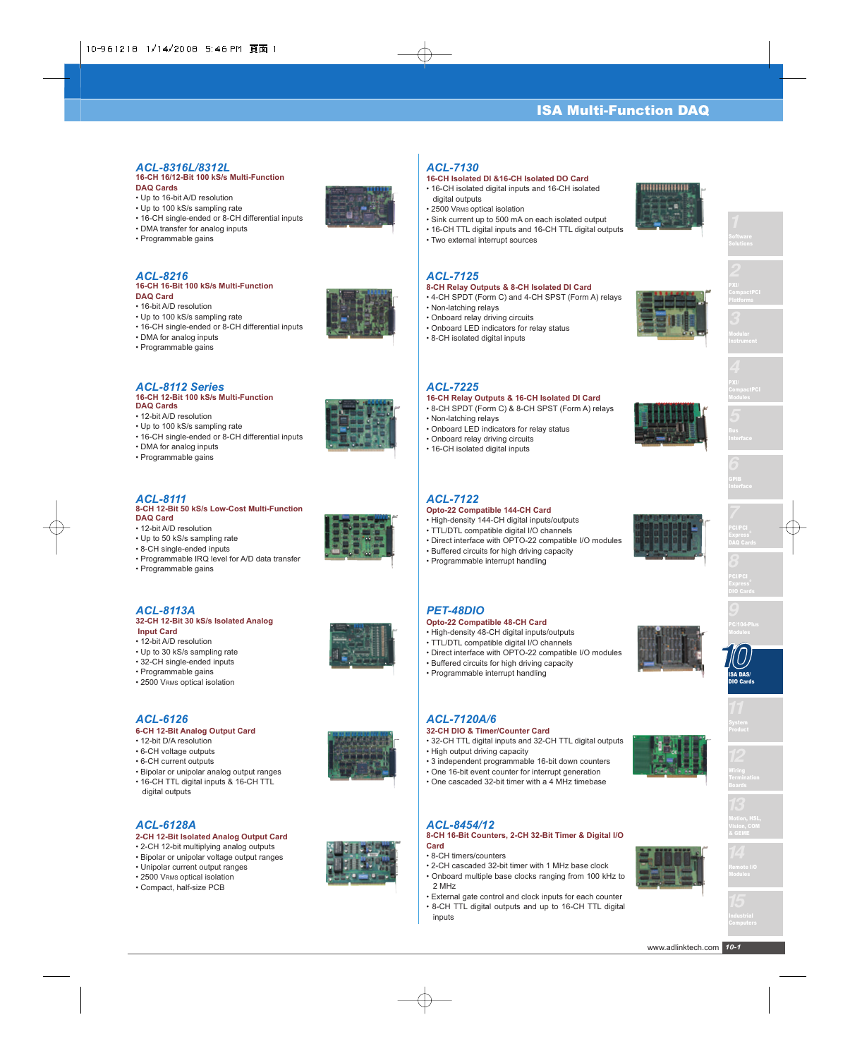# ISA Multi-Function DAQ

## ACL-8316L/8312L

**16-CH 16/12-Bit 100 kS/s Multi-Function DAQ Cards**

- Up to 16-bit A/D resolution
- Up to 100 kS/s sampling rate
- 16-CH single-ended or 8-CH differential inputs
- DMA transfer for analog inputs
- Programmable gains

## ACL-8216

**16-CH 16-Bit 100 kS/s Multi-Function DAQ Card**

- 16-bit A/D resolution
- Up to 100 kS/s sampling rate
- 16-CH single-ended or 8-CH differential inputs
- DMA for analog inputs
- Programmable gains

## ACL-8112 Series

**16-CH 12-Bit 100 kS/s Multi-Function DAQ Cards**

- 12-bit A/D resolution
- Up to 100 kS/s sampling rate
- 16-CH single-ended or 8-CH differential inputs
- DMA for analog inputs
- Programmable gains

## ACL-8111

**8-CH 12-Bit 50 kS/s Low-Cost Multi-Function DAQ Card**

- 12-bit A/D resolution
- Up to 50 kS/s sampling rate
- 8-CH single-ended inputs
- Programmable IRQ level for A/D data transfer
- Programmable gains

## ACL-8113A

**32-CH 12-Bit 30 kS/s Isolated Analog Input Card**

- 12-bit A/D resolution
- Up to 30 kS/s sampling rate
- 32-CH single-ended inputs
- Programmable gains
- 2500 $V_{RMS}$ optical isolation

## ACL-6126

**6-CH 12-Bit Analog Output Card**

- 12-bit D/A resolution
- 6-CH voltage outputs
- 6-CH current outputs
- Bipolar or unipolar analog output ranges
- 16-CH TTL digital inputs & 16-CH TTL digital outputs

## ACL-6128A

**2-CH 12-Bit Isolated Analog Output Card**

- 2-CH 12-bit multiplying analog outputs
- Bipolar or unipolar voltage output ranges
- Unipolar current output ranges
- 2500 $V_{RMS}$ optical isolation
- Compact, half-size PCB

## ACL-7130

**16-CH Isolated DI &16-CH Isolated DO Card**

- 16-CH isolated digital inputs and 16-CH isolated digital outputs
- 2500 $V_{RMS}$ optical isolation
- Sink current up to 500 mA on each isolated output
- 16-CH TTL digital inputs and 16-CH TTL digital outputs
- Two external interrupt sources

## ACL-7125

**8-CH Relay Outputs & 8-CH Isolated DI Card**

- 4-CH SPDT (Form C) and 4-CH SPST (Form A) relays
- Non-latching relays
- Onboard relay driving circuits
- Onboard LED indicators for relay status
- 8-CH isolated digital inputs

## ACL-7225

**16-CH Relay Outputs & 16-CH Isolated DI Card**

- 8-CH SPDT (Form C) & 8-CH SPST (Form A) relays
- Non-latching relays
- Onboard LED indicators for relay status
- Onboard relay driving circuits
- 16-CH isolated digital inputs

## ACL-7122

**Opto-22 Compatible 144-CH Card**

- High-density 144-CH digital inputs/outputs
- TTL/DTL compatible digital I/O channels
- Direct interface with OPTO-22 compatible I/O modules
- Buffered circuits for high driving capacity
- Programmable interrupt handling

## PET-48DIO

**Opto-22 Compatible 48-CH Card**

- High-density 48-CH digital inputs/outputs
- TTL/DTL compatible digital I/O channels
- Direct interface with OPTO-22 compatible I/O modules
- Buffered circuits for high driving capacity
- Programmable interrupt handling

## ACL-7120A/6

**32-CH DIO & Timer/Counter Card**

- 32-CH TTL digital inputs and 32-CH TTL digital outputs
- High output driving capacity
- 3 independent programmable 16-bit down counters
- One 16-bit event counter for interrupt generation
- One cascaded 32-bit timer with a 4 MHz timebase

## ACL-8454/12

**8-CH 16-Bit Counters, 2-CH 32-Bit Timer & Digital I/O Card**

- 8-CH timers/counters
- 2-CH cascaded 32-bit timer with 1 MHz base clock
- Onboard multiple base clocks ranging from 100 kHz to 2 MHz
- External gate control and clock inputs for each counter
- 8-CH TTL digital outputs and up to 16-CH TTL digital inputs

www.adlinktech.com